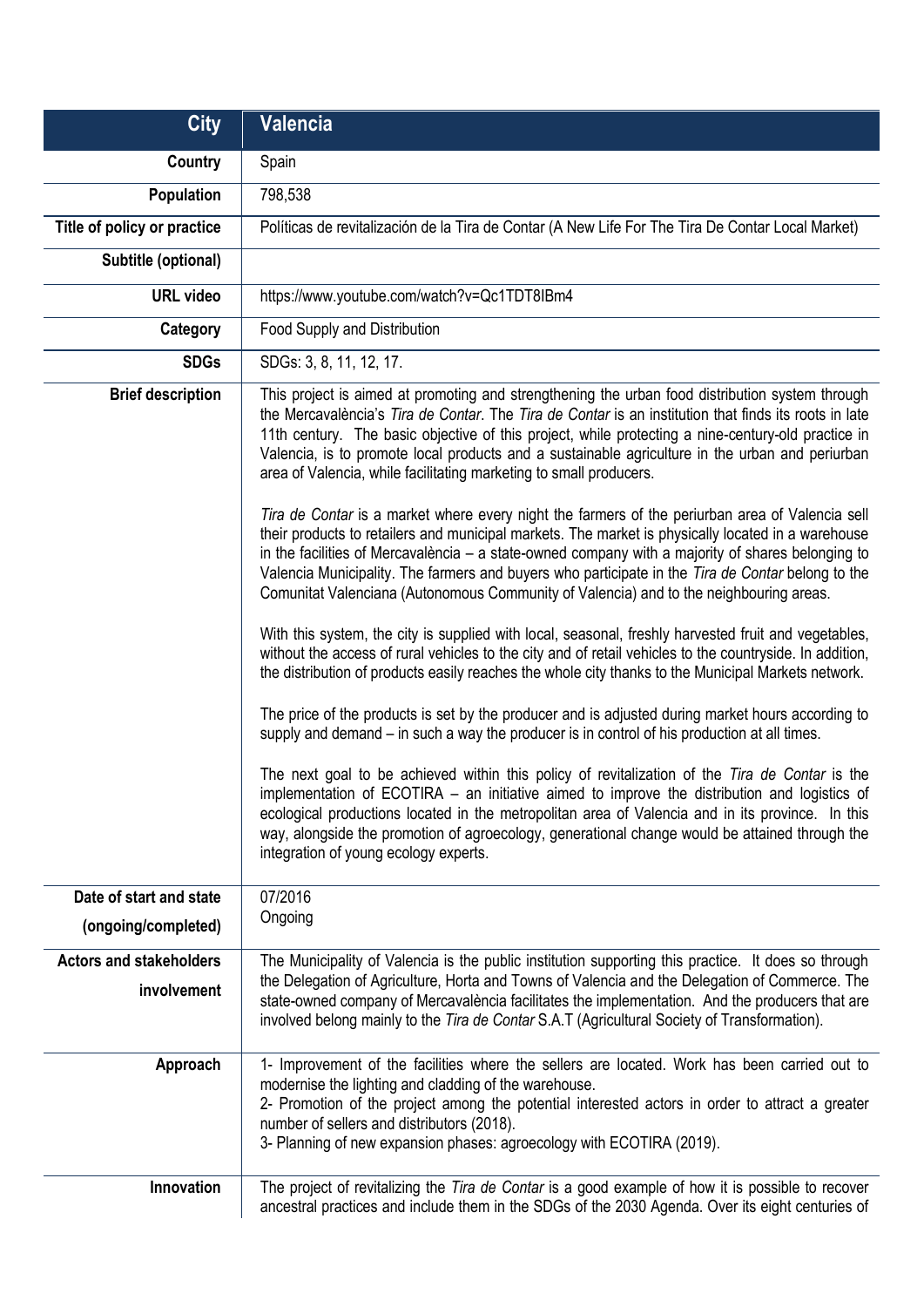| City | Valencia |
|---|---|
| Country | Spain |
| Population | 798,538 |
| Title of policy or practice | Políticas de revitalización de la Tira de Contar (A New Life For The Tira De Contar Local Market) |
| Subtitle (optional) | |
| URL video | https://www.youtube.com/watch?v=Qc1TDT8IBm4 |
| Category | Food Supply and Distribution |
| SDGs | SDGs: 3, 8, 11, 12, 17. |
| Brief description | This project is aimed at promoting and strengthening the urban food distribution system through the Mercavalència's *Tira de Contar*. The *Tira de Contar* is an institution that finds its roots in late 11th century. The basic objective of this project, while protecting a nine-century-old practice in Valencia, is to promote local products and a sustainable agriculture in the urban and periurban area of Valencia, while facilitating marketing to small producers.<br><br>*Tira de Contar* is a market where every night the farmers of the periurban area of Valencia sell their products to retailers and municipal markets. The market is physically located in a warehouse in the facilities of Mercavalència – a state-owned company with a majority of shares belonging to Valencia Municipality. The farmers and buyers who participate in the *Tira de Contar* belong to the Comunitat Valenciana (Autonomous Community of Valencia) and to the neighbouring areas.<br><br>With this system, the city is supplied with local, seasonal, freshly harvested fruit and vegetables, without the access of rural vehicles to the city and of retail vehicles to the countryside. In addition, the distribution of products easily reaches the whole city thanks to the Municipal Markets network.<br><br>The price of the products is set by the producer and is adjusted during market hours according to supply and demand – in such a way the producer is in control of his production at all times.<br><br>The next goal to be achieved within this policy of revitalization of the *Tira de Contar* is the implementation of ECOTIRA – an initiative aimed to improve the distribution and logistics of ecological productions located in the metropolitan area of Valencia and in its province. In this way, alongside the promotion of agroecology, generational change would be attained through the integration of young ecology experts. |
| Date of start and state (ongoing/completed) | 07/2016<br>Ongoing |
| Actors and stakeholders involvement | The Municipality of Valencia is the public institution supporting this practice. It does so through the Delegation of Agriculture, Horta and Towns of Valencia and the Delegation of Commerce. The state-owned company of Mercavalència facilitates the implementation. And the producers that are involved belong mainly to the *Tira de Contar* S.A.T (Agricultural Society of Transformation). |
| Approach | 1- Improvement of the facilities where the sellers are located. Work has been carried out to modernise the lighting and cladding of the warehouse.<br>2- Promotion of the project among the potential interested actors in order to attract a greater number of sellers and distributors (2018).<br>3- Planning of new expansion phases: agroecology with ECOTIRA (2019). |
| Innovation | The project of revitalizing the *Tira de Contar* is a good example of how it is possible to recover ancestral practices and include them in the SDGs of the 2030 Agenda. Over its eight centuries of |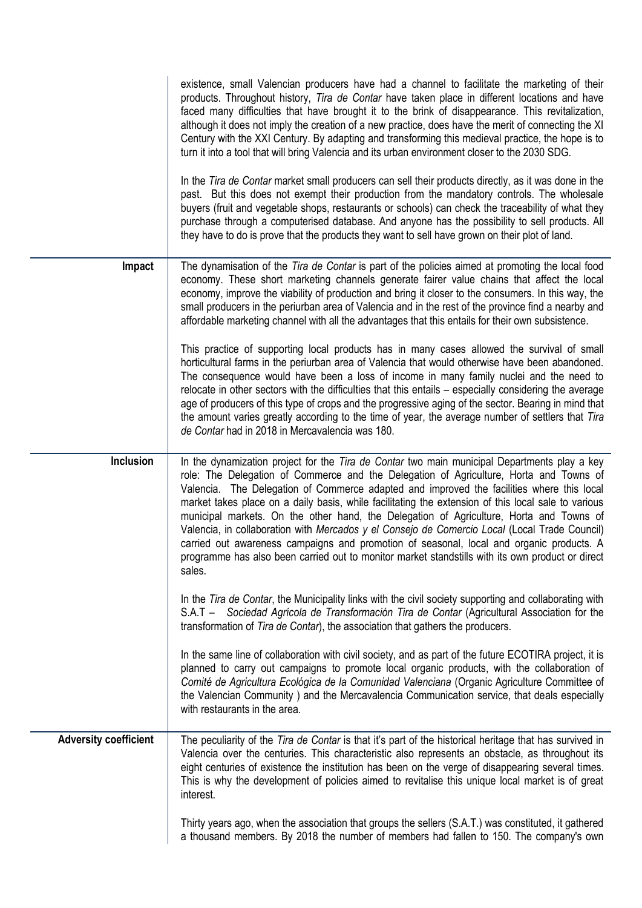| | |
|---|---|
| | existence, small Valencian producers have had a channel to facilitate the marketing of their products. Throughout history, *Tira de Contar* have taken place in different locations and have faced many difficulties that have brought it to the brink of disappearance. This revitalization, although it does not imply the creation of a new practice, does have the merit of connecting the XI Century with the XXI Century. By adapting and transforming this medieval practice, the hope is to turn it into a tool that will bring Valencia and its urban environment closer to the 2030 SDG.<br><br>In the *Tira de Contar* market small producers can sell their products directly, as it was done in the past. But this does not exempt their production from the mandatory controls. The wholesale buyers (fruit and vegetable shops, restaurants or schools) can check the traceability of what they purchase through a computerised database. And anyone has the possibility to sell products. All they have to do is prove that the products they want to sell have grown on their plot of land. |
| **Impact** | The dynamisation of the *Tira de Contar* is part of the policies aimed at promoting the local food economy. These short marketing channels generate fairer value chains that affect the local economy, improve the viability of production and bring it closer to the consumers. In this way, the small producers in the periurban area of Valencia and in the rest of the province find a nearby and affordable marketing channel with all the advantages that this entails for their own subsistence.<br><br>This practice of supporting local products has in many cases allowed the survival of small horticultural farms in the periurban area of Valencia that would otherwise have been abandoned. The consequence would have been a loss of income in many family nuclei and the need to relocate in other sectors with the difficulties that this entails – especially considering the average age of producers of this type of crops and the progressive aging of the sector. Bearing in mind that the amount varies greatly according to the time of year, the average number of settlers that *Tira de Contar* had in 2018 in Mercavalencia was 180. |
| **Inclusion** | In the dynamization project for the *Tira de Contar* two main municipal Departments play a key role: The Delegation of Commerce and the Delegation of Agriculture, Horta and Towns of Valencia. The Delegation of Commerce adapted and improved the facilities where this local market takes place on a daily basis, while facilitating the extension of this local sale to various municipal markets. On the other hand, the Delegation of Agriculture, Horta and Towns of Valencia, in collaboration with *Mercados y el Consejo de Comercio Local* (Local Trade Council) carried out awareness campaigns and promotion of seasonal, local and organic products. A programme has also been carried out to monitor market standstills with its own product or direct sales.<br><br>In the *Tira de Contar*, the Municipality links with the civil society supporting and collaborating with S.A.T – *Sociedad Agrícola de Transformación Tira de Contar* (Agricultural Association for the transformation of *Tira de Contar*), the association that gathers the producers.<br><br>In the same line of collaboration with civil society, and as part of the future ECOTIRA project, it is planned to carry out campaigns to promote local organic products, with the collaboration of *Comité de Agricultura Ecológica de la Comunidad Valenciana* (Organic Agriculture Committee of the Valencian Community ) and the Mercavalencia Communication service, that deals especially with restaurants in the area. |
| **Adversity coefficient** | The peculiarity of the *Tira de Contar* is that it's part of the historical heritage that has survived in Valencia over the centuries. This characteristic also represents an obstacle, as throughout its eight centuries of existence the institution has been on the verge of disappearing several times. This is why the development of policies aimed to revitalise this unique local market is of great interest.<br><br>Thirty years ago, when the association that groups the sellers (S.A.T.) was constituted, it gathered a thousand members. By 2018 the number of members had fallen to 150. The company's own |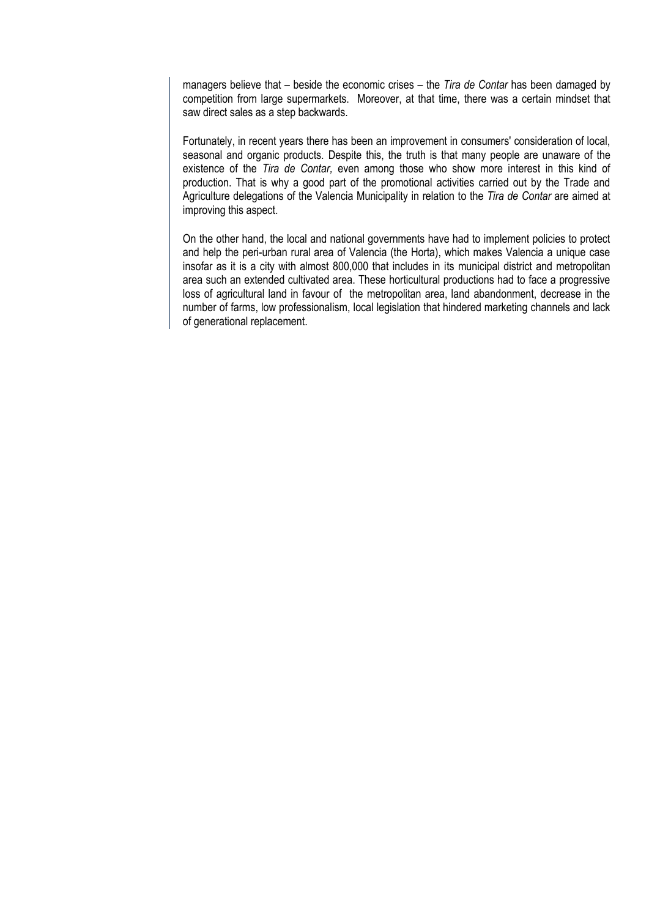managers believe that – beside the economic crises – the *Tira de Contar* has been damaged by competition from large supermarkets. Moreover, at that time, there was a certain mindset that saw direct sales as a step backwards.

Fortunately, in recent years there has been an improvement in consumers' consideration of local, seasonal and organic products. Despite this, the truth is that many people are unaware of the existence of the *Tira de Contar,* even among those who show more interest in this kind of production. That is why a good part of the promotional activities carried out by the Trade and Agriculture delegations of the Valencia Municipality in relation to the *Tira de Contar* are aimed at improving this aspect.

On the other hand, the local and national governments have had to implement policies to protect and help the peri-urban rural area of Valencia (the Horta), which makes Valencia a unique case insofar as it is a city with almost 800,000 that includes in its municipal district and metropolitan area such an extended cultivated area. These horticultural productions had to face a progressive loss of agricultural land in favour of the metropolitan area, land abandonment, decrease in the number of farms, low professionalism, local legislation that hindered marketing channels and lack of generational replacement.